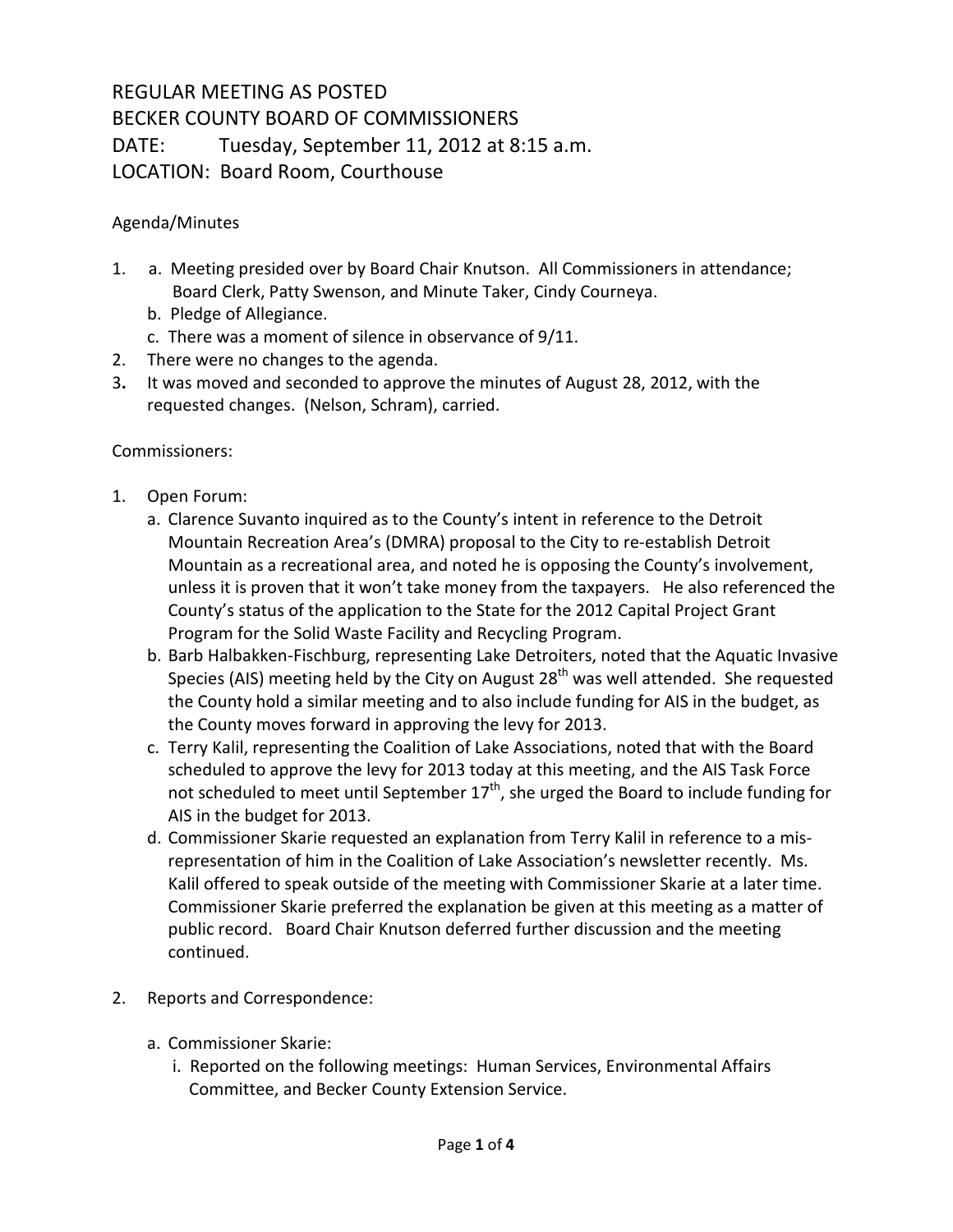# REGULAR MEETING AS POSTED

## BECKER COUNTY BOARD OF COMMISSIONERS

**DATE:** Tuesday, September 11, 2012 at 8:15 a.m.

**LOCATION:** Board Room, Courthouse

Agenda/Minutes

1. a. Meeting presided over by Board Chair Knutson. All Commissioners in attendance; Board Clerk, Patty Swenson, and Minute Taker, Cindy Courneya.
   b. Pledge of Allegiance.
   c. There was a moment of silence in observance of 9/11.
2. There were no changes to the agenda.
3. It was moved and seconded to approve the minutes of August 28, 2012, with the requested changes. (Nelson, Schram), carried.

Commissioners:

1. Open Forum:
   a. Clarence Suvanto inquired as to the County's intent in reference to the Detroit Mountain Recreation Area's (DMRA) proposal to the City to re-establish Detroit Mountain as a recreational area, and noted he is opposing the County's involvement, unless it is proven that it won't take money from the taxpayers. He also referenced the County's status of the application to the State for the 2012 Capital Project Grant Program for the Solid Waste Facility and Recycling Program.
   b. Barb Halbakken-Fischburg, representing Lake Detroiters, noted that the Aquatic Invasive Species (AIS) meeting held by the City on August 28th was well attended. She requested the County hold a similar meeting and to also include funding for AIS in the budget, as the County moves forward in approving the levy for 2013.
   c. Terry Kalil, representing the Coalition of Lake Associations, noted that with the Board scheduled to approve the levy for 2013 today at this meeting, and the AIS Task Force not scheduled to meet until September 17th, she urged the Board to include funding for AIS in the budget for 2013.
   d. Commissioner Skarie requested an explanation from Terry Kalil in reference to a mis-representation of him in the Coalition of Lake Association's newsletter recently. Ms. Kalil offered to speak outside of the meeting with Commissioner Skarie at a later time. Commissioner Skarie preferred the explanation be given at this meeting as a matter of public record. Board Chair Knutson deferred further discussion and the meeting continued.

2. Reports and Correspondence:
   a. Commissioner Skarie:
      i. Reported on the following meetings: Human Services, Environmental Affairs Committee, and Becker County Extension Service.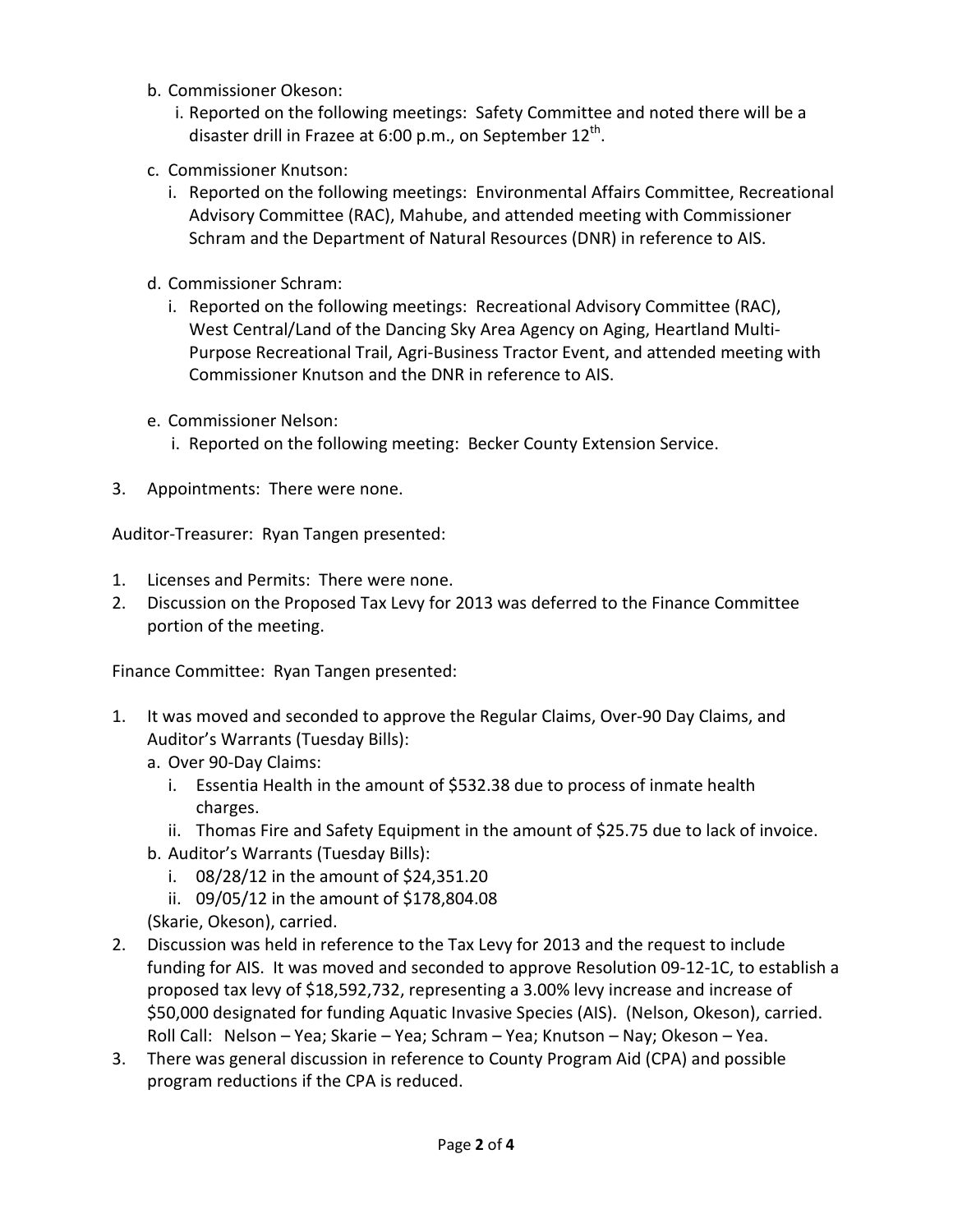b. Commissioner Okeson:
   i. Reported on the following meetings: Safety Committee and noted there will be a disaster drill in Frazee at 6:00 p.m., on September 12th.

c. Commissioner Knutson:
   i. Reported on the following meetings: Environmental Affairs Committee, Recreational Advisory Committee (RAC), Mahube, and attended meeting with Commissioner Schram and the Department of Natural Resources (DNR) in reference to AIS.

d. Commissioner Schram:
   i. Reported on the following meetings: Recreational Advisory Committee (RAC), West Central/Land of the Dancing Sky Area Agency on Aging, Heartland Multi-Purpose Recreational Trail, Agri-Business Tractor Event, and attended meeting with Commissioner Knutson and the DNR in reference to AIS.

e. Commissioner Nelson:
   i. Reported on the following meeting: Becker County Extension Service.

3. Appointments: There were none.

Auditor-Treasurer: Ryan Tangen presented:

1. Licenses and Permits: There were none.
2. Discussion on the Proposed Tax Levy for 2013 was deferred to the Finance Committee portion of the meeting.

Finance Committee: Ryan Tangen presented:

1. It was moved and seconded to approve the Regular Claims, Over-90 Day Claims, and Auditor's Warrants (Tuesday Bills):
   a. Over 90-Day Claims:
      i. Essentia Health in the amount of $532.38 due to process of inmate health charges.
      ii. Thomas Fire and Safety Equipment in the amount of $25.75 due to lack of invoice.
   b. Auditor's Warrants (Tuesday Bills):
      i. 08/28/12 in the amount of $24,351.20
      ii. 09/05/12 in the amount of $178,804.08

   (Skarie, Okeson), carried.
2. Discussion was held in reference to the Tax Levy for 2013 and the request to include funding for AIS. It was moved and seconded to approve Resolution 09-12-1C, to establish a proposed tax levy of $18,592,732, representing a 3.00% levy increase and increase of $50,000 designated for funding Aquatic Invasive Species (AIS). (Nelson, Okeson), carried. Roll Call: Nelson – Yea; Skarie – Yea; Schram – Yea; Knutson – Nay; Okeson – Yea.
3. There was general discussion in reference to County Program Aid (CPA) and possible program reductions if the CPA is reduced.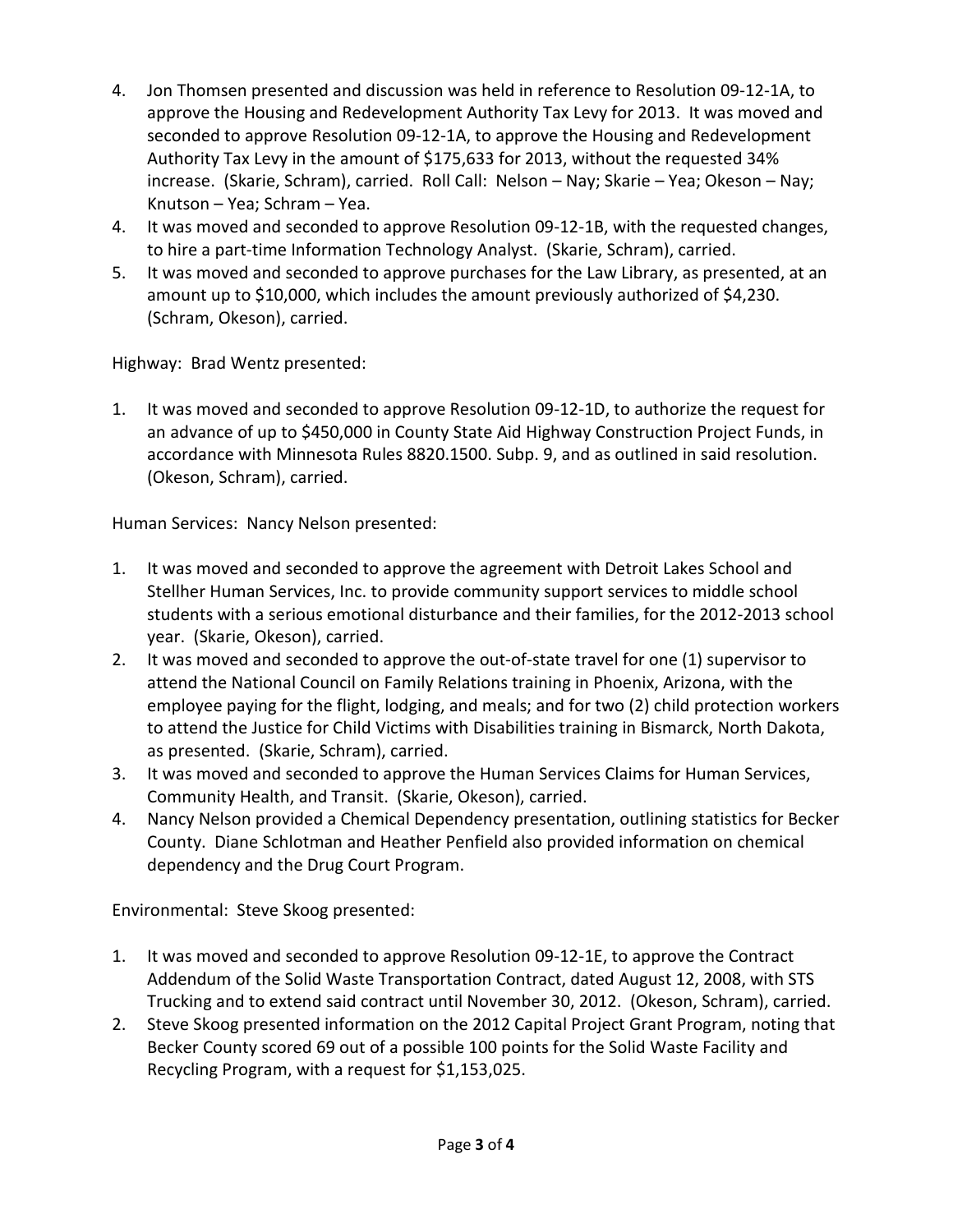4. Jon Thomsen presented and discussion was held in reference to Resolution 09-12-1A, to approve the Housing and Redevelopment Authority Tax Levy for 2013. It was moved and seconded to approve Resolution 09-12-1A, to approve the Housing and Redevelopment Authority Tax Levy in the amount of $175,633 for 2013, without the requested 34% increase. (Skarie, Schram), carried. Roll Call: Nelson – Nay; Skarie – Yea; Okeson – Nay; Knutson – Yea; Schram – Yea.
4. It was moved and seconded to approve Resolution 09-12-1B, with the requested changes, to hire a part-time Information Technology Analyst. (Skarie, Schram), carried.
5. It was moved and seconded to approve purchases for the Law Library, as presented, at an amount up to $10,000, which includes the amount previously authorized of $4,230. (Schram, Okeson), carried.

Highway: Brad Wentz presented:

1. It was moved and seconded to approve Resolution 09-12-1D, to authorize the request for an advance of up to $450,000 in County State Aid Highway Construction Project Funds, in accordance with Minnesota Rules 8820.1500. Subp. 9, and as outlined in said resolution. (Okeson, Schram), carried.

Human Services: Nancy Nelson presented:

1. It was moved and seconded to approve the agreement with Detroit Lakes School and Stellher Human Services, Inc. to provide community support services to middle school students with a serious emotional disturbance and their families, for the 2012-2013 school year. (Skarie, Okeson), carried.
2. It was moved and seconded to approve the out-of-state travel for one (1) supervisor to attend the National Council on Family Relations training in Phoenix, Arizona, with the employee paying for the flight, lodging, and meals; and for two (2) child protection workers to attend the Justice for Child Victims with Disabilities training in Bismarck, North Dakota, as presented. (Skarie, Schram), carried.
3. It was moved and seconded to approve the Human Services Claims for Human Services, Community Health, and Transit. (Skarie, Okeson), carried.
4. Nancy Nelson provided a Chemical Dependency presentation, outlining statistics for Becker County. Diane Schlotman and Heather Penfield also provided information on chemical dependency and the Drug Court Program.

Environmental: Steve Skoog presented:

1. It was moved and seconded to approve Resolution 09-12-1E, to approve the Contract Addendum of the Solid Waste Transportation Contract, dated August 12, 2008, with STS Trucking and to extend said contract until November 30, 2012. (Okeson, Schram), carried.
2. Steve Skoog presented information on the 2012 Capital Project Grant Program, noting that Becker County scored 69 out of a possible 100 points for the Solid Waste Facility and Recycling Program, with a request for $1,153,025.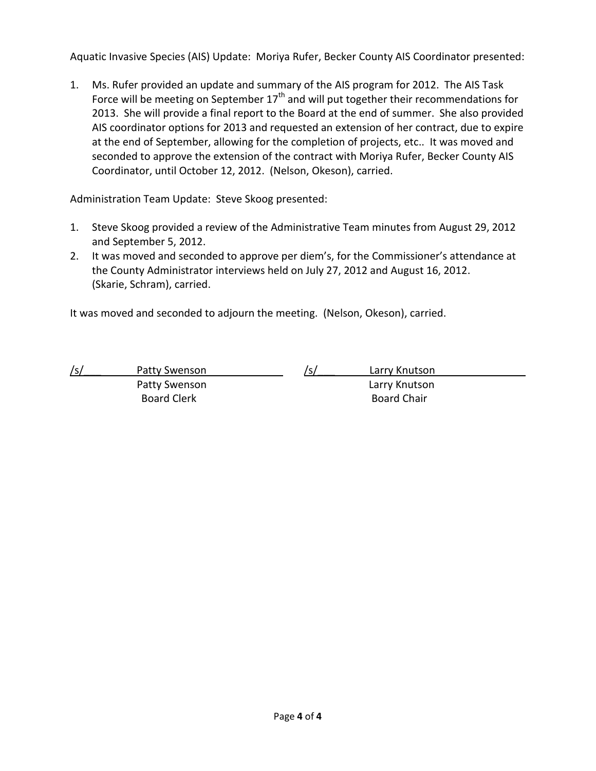Aquatic Invasive Species (AIS) Update: Moriya Rufer, Becker County AIS Coordinator presented:

1. Ms. Rufer provided an update and summary of the AIS program for 2012. The AIS Task Force will be meeting on September 17th and will put together their recommendations for 2013. She will provide a final report to the Board at the end of summer. She also provided AIS coordinator options for 2013 and requested an extension of her contract, due to expire at the end of September, allowing for the completion of projects, etc.. It was moved and seconded to approve the extension of the contract with Moriya Rufer, Becker County AIS Coordinator, until October 12, 2012. (Nelson, Okeson), carried.

Administration Team Update: Steve Skoog presented:

1. Steve Skoog provided a review of the Administrative Team minutes from August 29, 2012 and September 5, 2012.
2. It was moved and seconded to approve per diem's, for the Commissioner's attendance at the County Administrator interviews held on July 27, 2012 and August 16, 2012. (Skarie, Schram), carried.

It was moved and seconded to adjourn the meeting. (Nelson, Okeson), carried.

/s/___ Patty Swenson
Patty Swenson
Board Clerk

/s/___ Larry Knutson
Larry Knutson
Board Chair